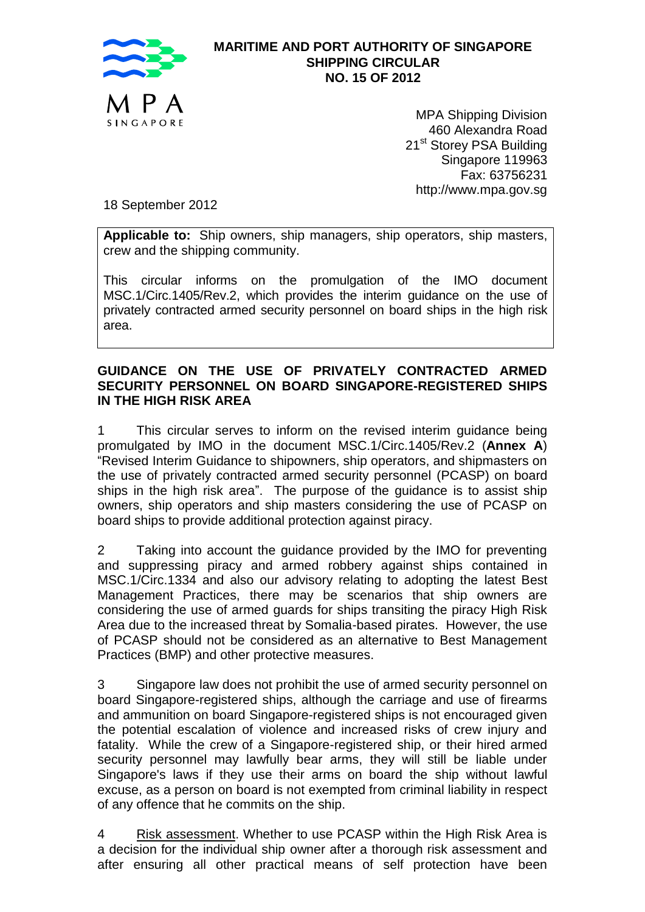**MARITIME AND PORT AUTHORITY OF SINGAPORE**
**SHIPPING CIRCULAR**
**NO. 15 OF 2012**

MPA Shipping Division
460 Alexandra Road
21st Storey PSA Building
Singapore 119963
Fax: 63756231
http://www.mpa.gov.sg

18 September 2012

**Applicable to:** Ship owners, ship managers, ship operators, ship masters, crew and the shipping community.

This circular informs on the promulgation of the IMO document MSC.1/Circ.1405/Rev.2, which provides the interim guidance on the use of privately contracted armed security personnel on board ships in the high risk area.

## GUIDANCE ON THE USE OF PRIVATELY CONTRACTED ARMED SECURITY PERSONNEL ON BOARD SINGAPORE-REGISTERED SHIPS IN THE HIGH RISK AREA

1 This circular serves to inform on the revised interim guidance being promulgated by IMO in the document MSC.1/Circ.1405/Rev.2 (**Annex A**) "Revised Interim Guidance to shipowners, ship operators, and shipmasters on the use of privately contracted armed security personnel (PCASP) on board ships in the high risk area". The purpose of the guidance is to assist ship owners, ship operators and ship masters considering the use of PCASP on board ships to provide additional protection against piracy.

2 Taking into account the guidance provided by the IMO for preventing and suppressing piracy and armed robbery against ships contained in MSC.1/Circ.1334 and also our advisory relating to adopting the latest Best Management Practices, there may be scenarios that ship owners are considering the use of armed guards for ships transiting the piracy High Risk Area due to the increased threat by Somalia-based pirates. However, the use of PCASP should not be considered as an alternative to Best Management Practices (BMP) and other protective measures.

3 Singapore law does not prohibit the use of armed security personnel on board Singapore-registered ships, although the carriage and use of firearms and ammunition on board Singapore-registered ships is not encouraged given the potential escalation of violence and increased risks of crew injury and fatality. While the crew of a Singapore-registered ship, or their hired armed security personnel may lawfully bear arms, they will still be liable under Singapore's laws if they use their arms on board the ship without lawful excuse, as a person on board is not exempted from criminal liability in respect of any offence that he commits on the ship.

4 Risk assessment. Whether to use PCASP within the High Risk Area is a decision for the individual ship owner after a thorough risk assessment and after ensuring all other practical means of self protection have been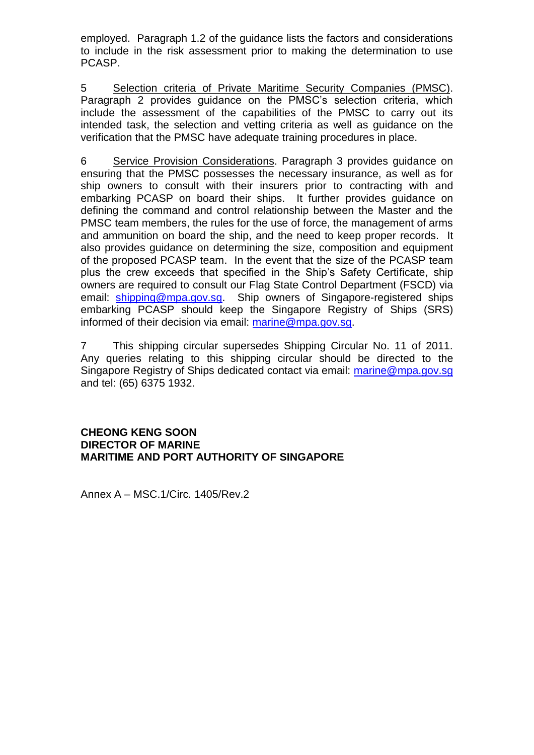employed. Paragraph 1.2 of the guidance lists the factors and considerations to include in the risk assessment prior to making the determination to use PCASP.

5 Selection criteria of Private Maritime Security Companies (PMSC). Paragraph 2 provides guidance on the PMSC's selection criteria, which include the assessment of the capabilities of the PMSC to carry out its intended task, the selection and vetting criteria as well as guidance on the verification that the PMSC have adequate training procedures in place.

6 Service Provision Considerations. Paragraph 3 provides guidance on ensuring that the PMSC possesses the necessary insurance, as well as for ship owners to consult with their insurers prior to contracting with and embarking PCASP on board their ships. It further provides guidance on defining the command and control relationship between the Master and the PMSC team members, the rules for the use of force, the management of arms and ammunition on board the ship, and the need to keep proper records. It also provides guidance on determining the size, composition and equipment of the proposed PCASP team. In the event that the size of the PCASP team plus the crew exceeds that specified in the Ship's Safety Certificate, ship owners are required to consult our Flag State Control Department (FSCD) via email: shipping@mpa.gov.sg. Ship owners of Singapore-registered ships embarking PCASP should keep the Singapore Registry of Ships (SRS) informed of their decision via email: marine@mpa.gov.sg.

7 This shipping circular supersedes Shipping Circular No. 11 of 2011. Any queries relating to this shipping circular should be directed to the Singapore Registry of Ships dedicated contact via email: marine@mpa.gov.sg and tel: (65) 6375 1932.

**CHEONG KENG SOON**
**DIRECTOR OF MARINE**
**MARITIME AND PORT AUTHORITY OF SINGAPORE**

Annex A – MSC.1/Circ. 1405/Rev.2